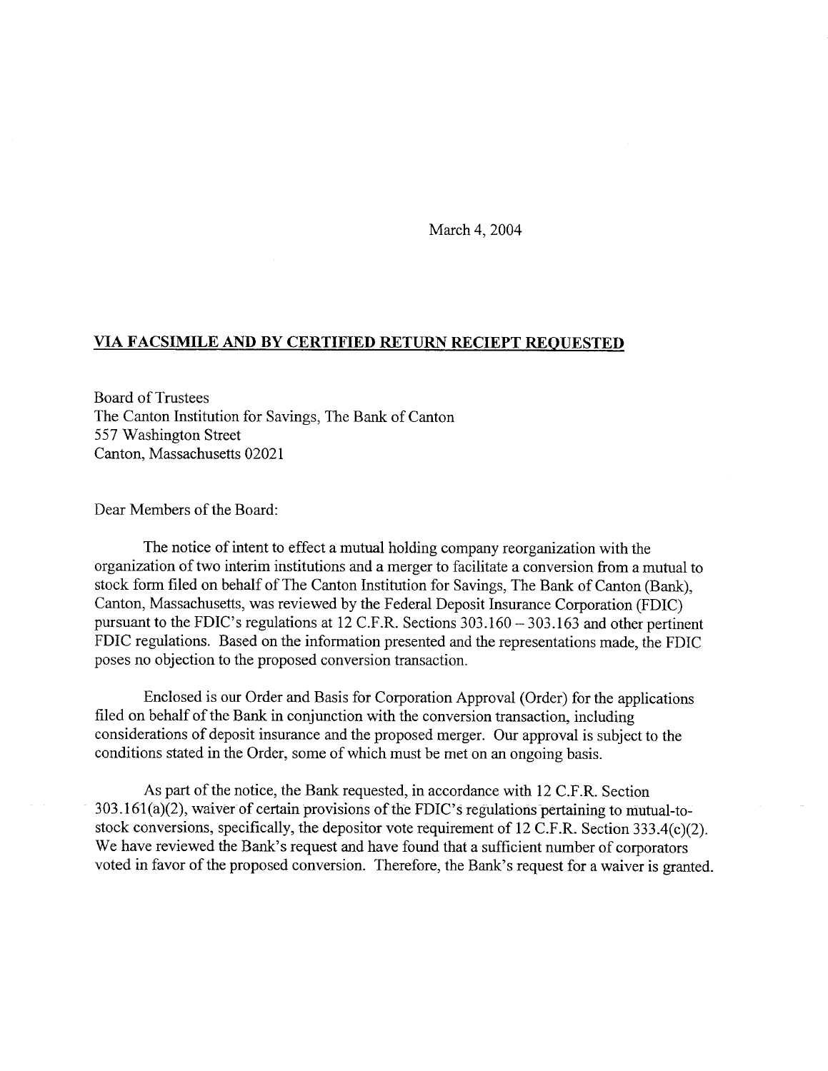March 4, 2004

**VIA FACSIMILE AND BY CERTIFIED RETURN RECIEPT REQUESTED**

Board of Trustees
The Canton Institution for Savings, The Bank of Canton
557 Washington Street
Canton, Massachusetts 02021

Dear Members of the Board:

The notice of intent to effect a mutual holding company reorganization with the organization of two interim institutions and a merger to facilitate a conversion from a mutual to stock form filed on behalf of The Canton Institution for Savings, The Bank of Canton (Bank), Canton, Massachusetts, was reviewed by the Federal Deposit Insurance Corporation (FDIC) pursuant to the FDIC's regulations at 12 C.F.R. Sections 303.160 – 303.163 and other pertinent FDIC regulations. Based on the information presented and the representations made, the FDIC poses no objection to the proposed conversion transaction.

Enclosed is our Order and Basis for Corporation Approval (Order) for the applications filed on behalf of the Bank in conjunction with the conversion transaction, including considerations of deposit insurance and the proposed merger. Our approval is subject to the conditions stated in the Order, some of which must be met on an ongoing basis.

As part of the notice, the Bank requested, in accordance with 12 C.F.R. Section 303.161(a)(2), waiver of certain provisions of the FDIC's regulations pertaining to mutual-to-stock conversions, specifically, the depositor vote requirement of 12 C.F.R. Section 333.4(c)(2). We have reviewed the Bank's request and have found that a sufficient number of corporators voted in favor of the proposed conversion. Therefore, the Bank's request for a waiver is granted.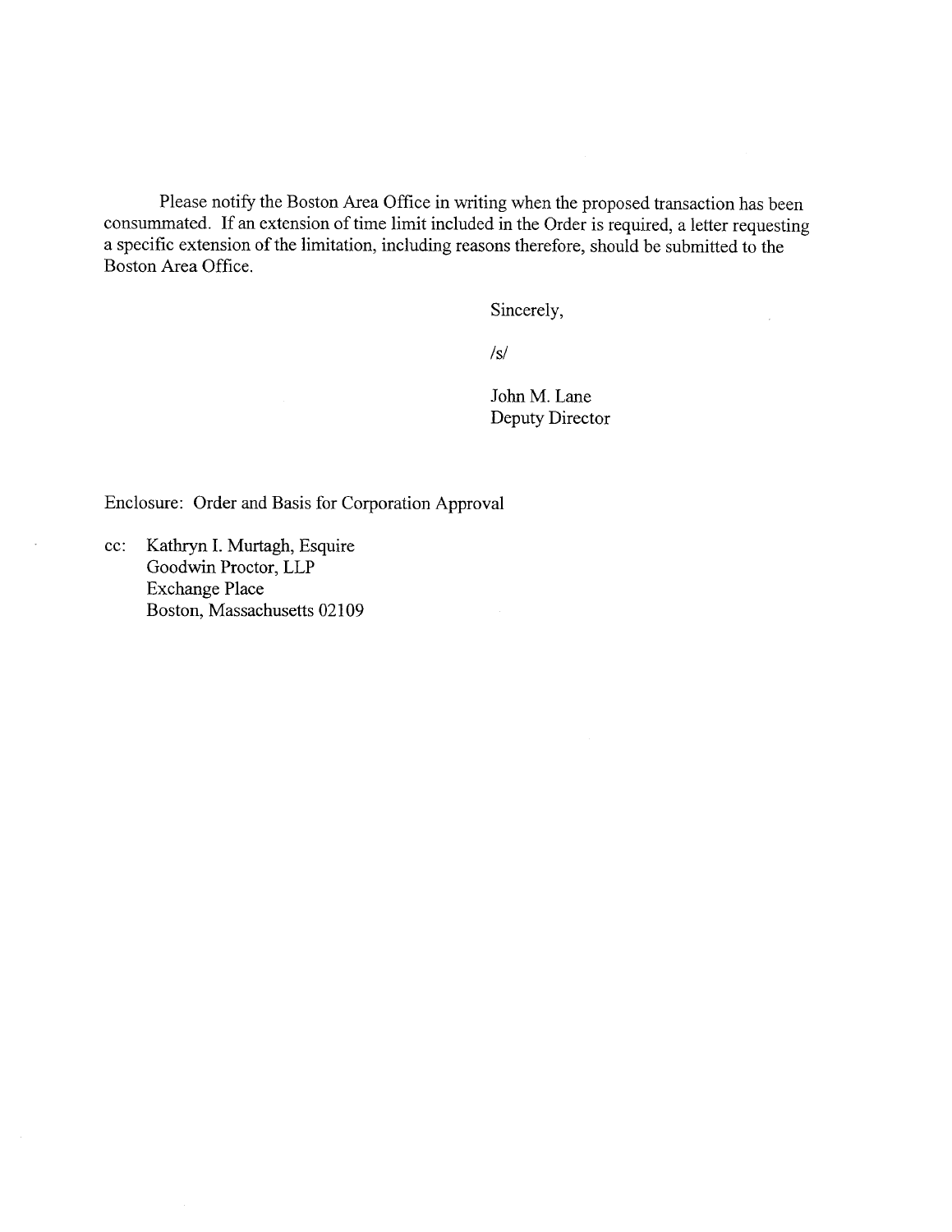Please notify the Boston Area Office in writing when the proposed transaction has been consummated. If an extension of time limit included in the Order is required, a letter requesting a specific extension of the limitation, including reasons therefore, should be submitted to the Boston Area Office.

Sincerely,

/s/

John M. Lane
Deputy Director

Enclosure: Order and Basis for Corporation Approval

cc: Kathryn I. Murtagh, Esquire
Goodwin Proctor, LLP
Exchange Place
Boston, Massachusetts 02109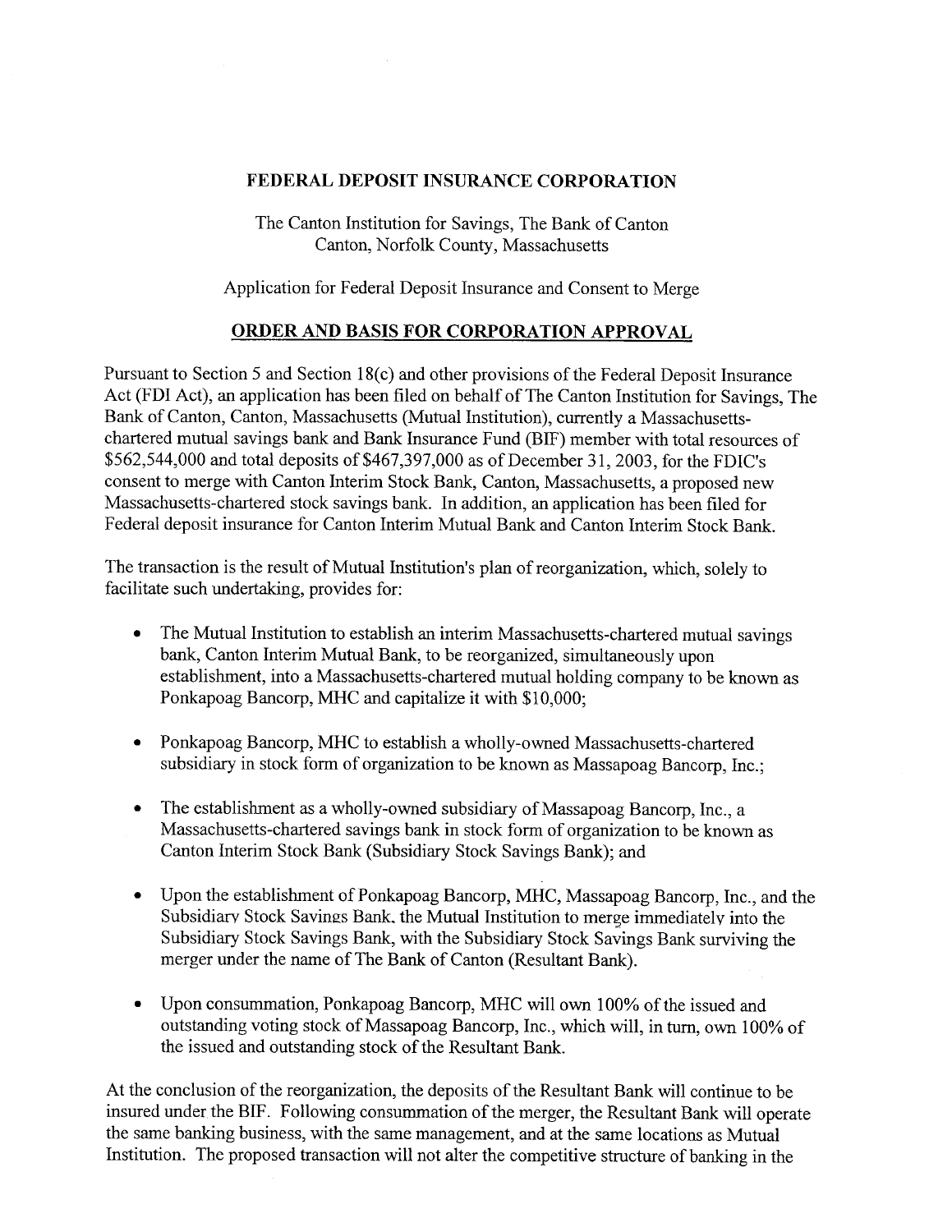**FEDERAL DEPOSIT INSURANCE CORPORATION**

The Canton Institution for Savings, The Bank of Canton
Canton, Norfolk County, Massachusetts

Application for Federal Deposit Insurance and Consent to Merge

## ORDER AND BASIS FOR CORPORATION APPROVAL

Pursuant to Section 5 and Section 18(c) and other provisions of the Federal Deposit Insurance Act (FDI Act), an application has been filed on behalf of The Canton Institution for Savings, The Bank of Canton, Canton, Massachusetts (Mutual Institution), currently a Massachusetts-chartered mutual savings bank and Bank Insurance Fund (BIF) member with total resources of $562,544,000 and total deposits of $467,397,000 as of December 31, 2003, for the FDIC's consent to merge with Canton Interim Stock Bank, Canton, Massachusetts, a proposed new Massachusetts-chartered stock savings bank. In addition, an application has been filed for Federal deposit insurance for Canton Interim Mutual Bank and Canton Interim Stock Bank.

The transaction is the result of Mutual Institution's plan of reorganization, which, solely to facilitate such undertaking, provides for:

- The Mutual Institution to establish an interim Massachusetts-chartered mutual savings bank, Canton Interim Mutual Bank, to be reorganized, simultaneously upon establishment, into a Massachusetts-chartered mutual holding company to be known as Ponkapoag Bancorp, MHC and capitalize it with $10,000;
- Ponkapoag Bancorp, MHC to establish a wholly-owned Massachusetts-chartered subsidiary in stock form of organization to be known as Massapoag Bancorp, Inc.;
- The establishment as a wholly-owned subsidiary of Massapoag Bancorp, Inc., a Massachusetts-chartered savings bank in stock form of organization to be known as Canton Interim Stock Bank (Subsidiary Stock Savings Bank); and
- Upon the establishment of Ponkapoag Bancorp, MHC, Massapoag Bancorp, Inc., and the Subsidiary Stock Savings Bank, the Mutual Institution to merge immediately into the Subsidiary Stock Savings Bank, with the Subsidiary Stock Savings Bank surviving the merger under the name of The Bank of Canton (Resultant Bank).
- Upon consummation, Ponkapoag Bancorp, MHC will own 100% of the issued and outstanding voting stock of Massapoag Bancorp, Inc., which will, in turn, own 100% of the issued and outstanding stock of the Resultant Bank.

At the conclusion of the reorganization, the deposits of the Resultant Bank will continue to be insured under the BIF. Following consummation of the merger, the Resultant Bank will operate the same banking business, with the same management, and at the same locations as Mutual Institution. The proposed transaction will not alter the competitive structure of banking in the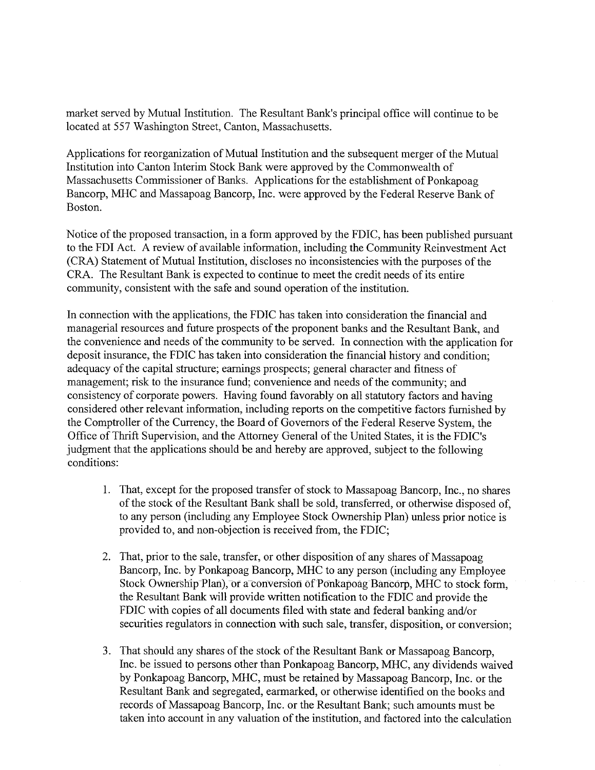market served by Mutual Institution. The Resultant Bank's principal office will continue to be located at 557 Washington Street, Canton, Massachusetts.

Applications for reorganization of Mutual Institution and the subsequent merger of the Mutual Institution into Canton Interim Stock Bank were approved by the Commonwealth of Massachusetts Commissioner of Banks. Applications for the establishment of Ponkapoag Bancorp, MHC and Massapoag Bancorp, Inc. were approved by the Federal Reserve Bank of Boston.

Notice of the proposed transaction, in a form approved by the FDIC, has been published pursuant to the FDI Act. A review of available information, including the Community Reinvestment Act (CRA) Statement of Mutual Institution, discloses no inconsistencies with the purposes of the CRA. The Resultant Bank is expected to continue to meet the credit needs of its entire community, consistent with the safe and sound operation of the institution.

In connection with the applications, the FDIC has taken into consideration the financial and managerial resources and future prospects of the proponent banks and the Resultant Bank, and the convenience and needs of the community to be served. In connection with the application for deposit insurance, the FDIC has taken into consideration the financial history and condition; adequacy of the capital structure; earnings prospects; general character and fitness of management; risk to the insurance fund; convenience and needs of the community; and consistency of corporate powers. Having found favorably on all statutory factors and having considered other relevant information, including reports on the competitive factors furnished by the Comptroller of the Currency, the Board of Governors of the Federal Reserve System, the Office of Thrift Supervision, and the Attorney General of the United States, it is the FDIC's judgment that the applications should be and hereby are approved, subject to the following conditions:

1. That, except for the proposed transfer of stock to Massapoag Bancorp, Inc., no shares of the stock of the Resultant Bank shall be sold, transferred, or otherwise disposed of, to any person (including any Employee Stock Ownership Plan) unless prior notice is provided to, and non-objection is received from, the FDIC;

2. That, prior to the sale, transfer, or other disposition of any shares of Massapoag Bancorp, Inc. by Ponkapoag Bancorp, MHC to any person (including any Employee Stock Ownership Plan), or a conversion of Ponkapoag Bancorp, MHC to stock form, the Resultant Bank will provide written notification to the FDIC and provide the FDIC with copies of all documents filed with state and federal banking and/or securities regulators in connection with such sale, transfer, disposition, or conversion;

3. That should any shares of the stock of the Resultant Bank or Massapoag Bancorp, Inc. be issued to persons other than Ponkapoag Bancorp, MHC, any dividends waived by Ponkapoag Bancorp, MHC, must be retained by Massapoag Bancorp, Inc. or the Resultant Bank and segregated, earmarked, or otherwise identified on the books and records of Massapoag Bancorp, Inc. or the Resultant Bank; such amounts must be taken into account in any valuation of the institution, and factored into the calculation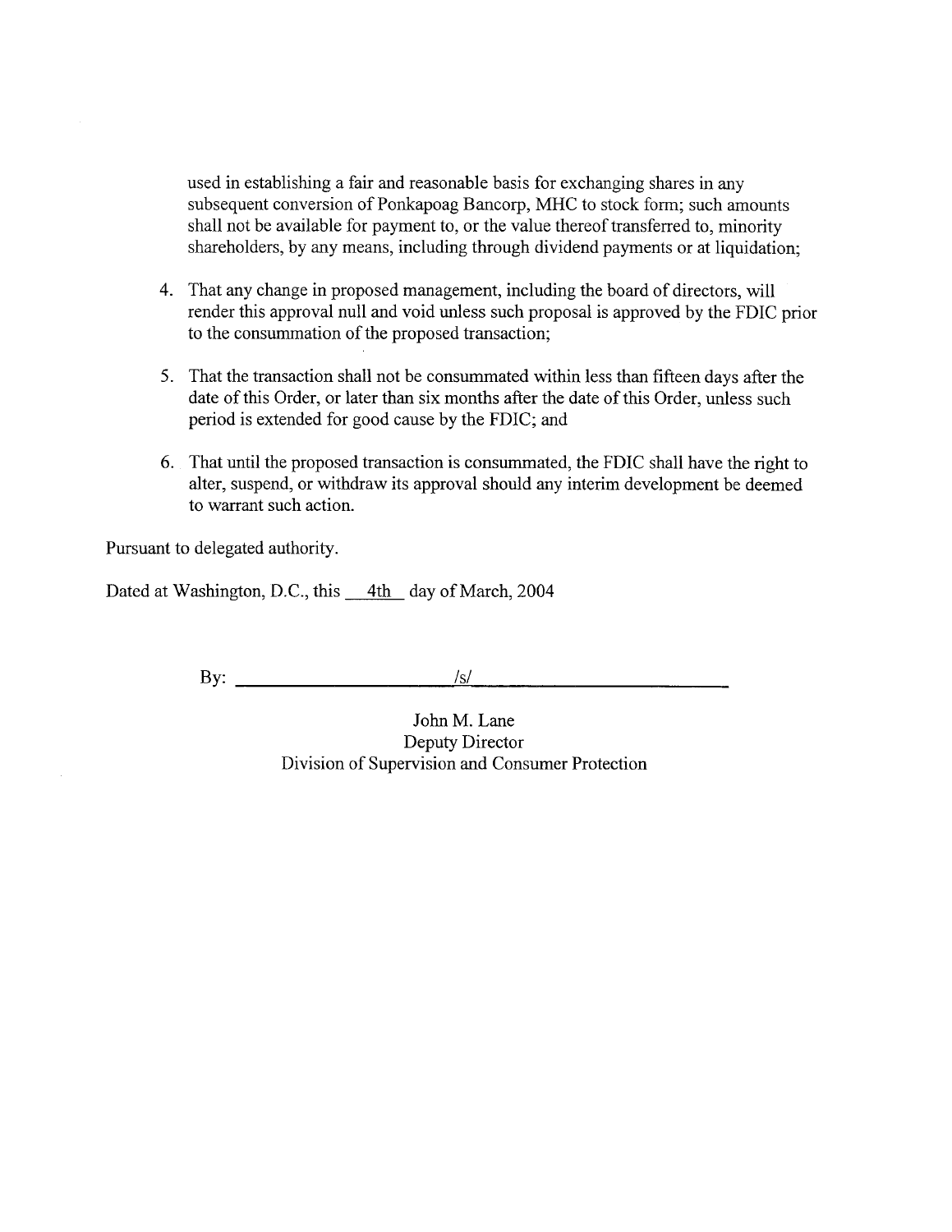used in establishing a fair and reasonable basis for exchanging shares in any subsequent conversion of Ponkapoag Bancorp, MHC to stock form; such amounts shall not be available for payment to, or the value thereof transferred to, minority shareholders, by any means, including through dividend payments or at liquidation;

4. That any change in proposed management, including the board of directors, will render this approval null and void unless such proposal is approved by the FDIC prior to the consummation of the proposed transaction;

5. That the transaction shall not be consummated within less than fifteen days after the date of this Order, or later than six months after the date of this Order, unless such period is extended for good cause by the FDIC; and

6. That until the proposed transaction is consummated, the FDIC shall have the right to alter, suspend, or withdraw its approval should any interim development be deemed to warrant such action.

Pursuant to delegated authority.

Dated at Washington, D.C., this 4th day of March, 2004

By: /s/

John M. Lane
Deputy Director
Division of Supervision and Consumer Protection